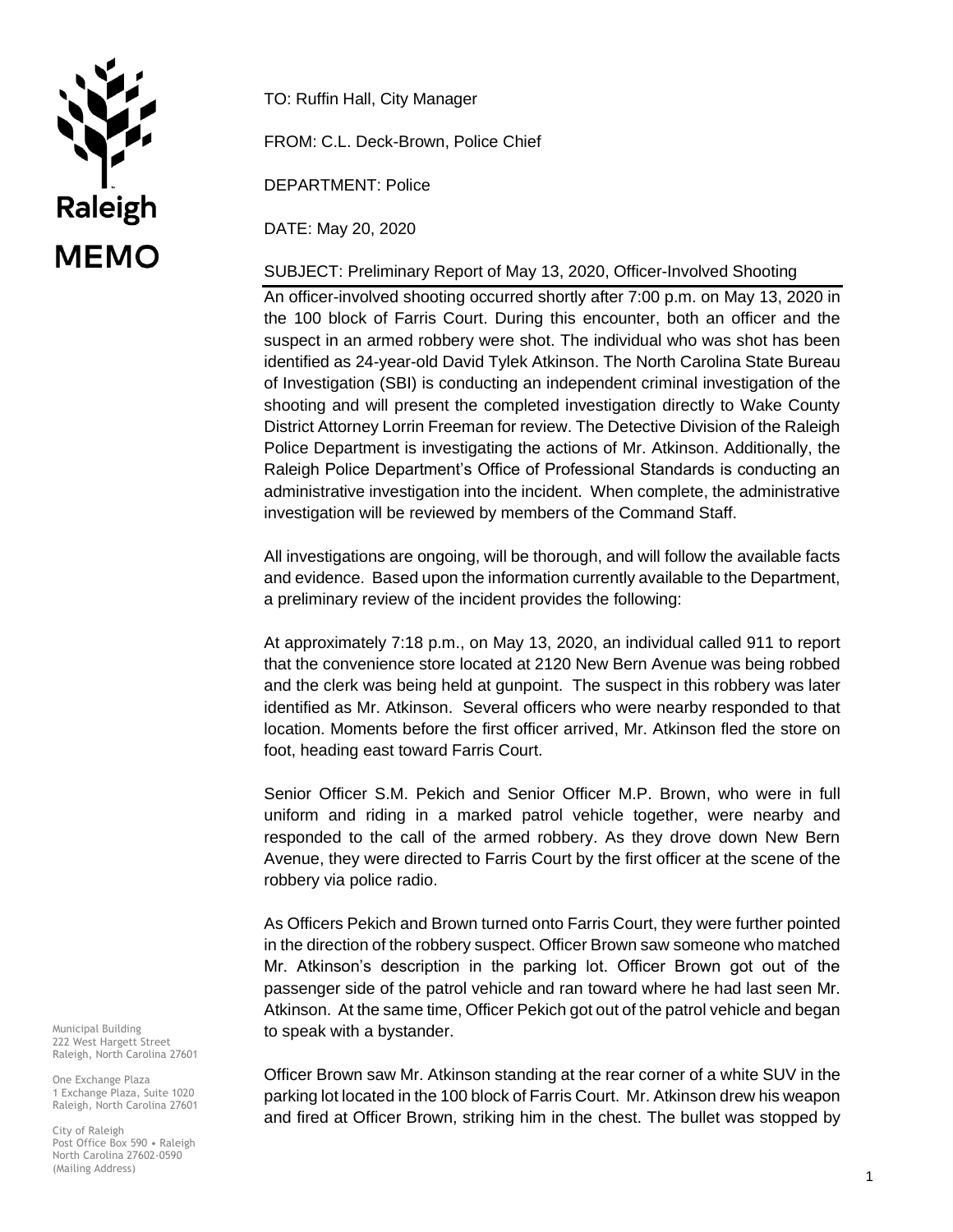Raleigh

**MEMO**

TO: Ruffin Hall, City Manager

FROM: C.L. Deck-Brown, Police Chief

DEPARTMENT: Police

DATE: May 20, 2020

SUBJECT: Preliminary Report of May 13, 2020, Officer-Involved Shooting

An officer-involved shooting occurred shortly after 7:00 p.m. on May 13, 2020 in the 100 block of Farris Court. During this encounter, both an officer and the suspect in an armed robbery were shot. The individual who was shot has been identified as 24-year-old David Tylek Atkinson. The North Carolina State Bureau of Investigation (SBI) is conducting an independent criminal investigation of the shooting and will present the completed investigation directly to Wake County District Attorney Lorrin Freeman for review. The Detective Division of the Raleigh Police Department is investigating the actions of Mr. Atkinson. Additionally, the Raleigh Police Department's Office of Professional Standards is conducting an administrative investigation into the incident. When complete, the administrative investigation will be reviewed by members of the Command Staff.

All investigations are ongoing, will be thorough, and will follow the available facts and evidence. Based upon the information currently available to the Department, a preliminary review of the incident provides the following:

At approximately 7:18 p.m., on May 13, 2020, an individual called 911 to report that the convenience store located at 2120 New Bern Avenue was being robbed and the clerk was being held at gunpoint. The suspect in this robbery was later identified as Mr. Atkinson. Several officers who were nearby responded to that location. Moments before the first officer arrived, Mr. Atkinson fled the store on foot, heading east toward Farris Court.

Senior Officer S.M. Pekich and Senior Officer M.P. Brown, who were in full uniform and riding in a marked patrol vehicle together, were nearby and responded to the call of the armed robbery. As they drove down New Bern Avenue, they were directed to Farris Court by the first officer at the scene of the robbery via police radio.

As Officers Pekich and Brown turned onto Farris Court, they were further pointed in the direction of the robbery suspect. Officer Brown saw someone who matched Mr. Atkinson's description in the parking lot. Officer Brown got out of the passenger side of the patrol vehicle and ran toward where he had last seen Mr. Atkinson. At the same time, Officer Pekich got out of the patrol vehicle and began to speak with a bystander.

Officer Brown saw Mr. Atkinson standing at the rear corner of a white SUV in the parking lot located in the 100 block of Farris Court. Mr. Atkinson drew his weapon and fired at Officer Brown, striking him in the chest. The bullet was stopped by

Municipal Building
222 West Hargett Street
Raleigh, North Carolina 27601

One Exchange Plaza
1 Exchange Plaza, Suite 1020
Raleigh, North Carolina 27601

City of Raleigh
Post Office Box 590 • Raleigh
North Carolina 27602-0590
(Mailing Address)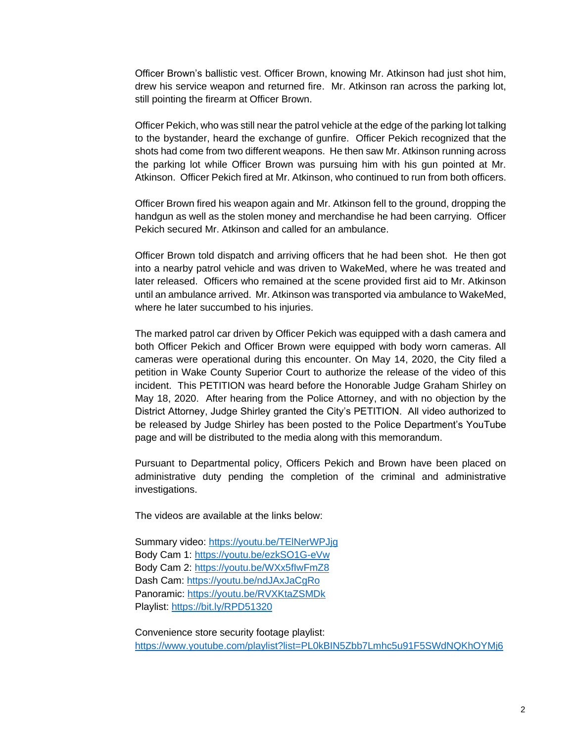Officer Brown's ballistic vest. Officer Brown, knowing Mr. Atkinson had just shot him, drew his service weapon and returned fire. Mr. Atkinson ran across the parking lot, still pointing the firearm at Officer Brown.

Officer Pekich, who was still near the patrol vehicle at the edge of the parking lot talking to the bystander, heard the exchange of gunfire. Officer Pekich recognized that the shots had come from two different weapons. He then saw Mr. Atkinson running across the parking lot while Officer Brown was pursuing him with his gun pointed at Mr. Atkinson. Officer Pekich fired at Mr. Atkinson, who continued to run from both officers.

Officer Brown fired his weapon again and Mr. Atkinson fell to the ground, dropping the handgun as well as the stolen money and merchandise he had been carrying. Officer Pekich secured Mr. Atkinson and called for an ambulance.

Officer Brown told dispatch and arriving officers that he had been shot. He then got into a nearby patrol vehicle and was driven to WakeMed, where he was treated and later released. Officers who remained at the scene provided first aid to Mr. Atkinson until an ambulance arrived. Mr. Atkinson was transported via ambulance to WakeMed, where he later succumbed to his injuries.

The marked patrol car driven by Officer Pekich was equipped with a dash camera and both Officer Pekich and Officer Brown were equipped with body worn cameras. All cameras were operational during this encounter. On May 14, 2020, the City filed a petition in Wake County Superior Court to authorize the release of the video of this incident. This PETITION was heard before the Honorable Judge Graham Shirley on May 18, 2020. After hearing from the Police Attorney, and with no objection by the District Attorney, Judge Shirley granted the City's PETITION. All video authorized to be released by Judge Shirley has been posted to the Police Department's YouTube page and will be distributed to the media along with this memorandum.

Pursuant to Departmental policy, Officers Pekich and Brown have been placed on administrative duty pending the completion of the criminal and administrative investigations.

The videos are available at the links below:

Summary video: https://youtu.be/TElNerWPJjg
Body Cam 1: https://youtu.be/ezkSO1G-eVw
Body Cam 2: https://youtu.be/WXx5fIwFmZ8
Dash Cam: https://youtu.be/ndJAxJaCgRo
Panoramic: https://youtu.be/RVXKtaZSMDk
Playlist: https://bit.ly/RPD51320

Convenience store security footage playlist:
https://www.youtube.com/playlist?list=PL0kBIN5Zbb7Lmhc5u91F5SWdNQKhOYMj6